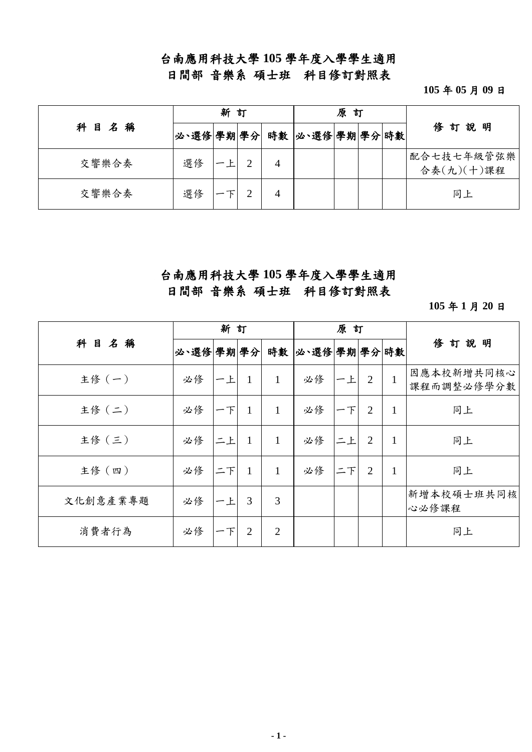# 台南應用科技大學 105 學年度入學學生適用
# 日間部 音樂系 碩士班 科目修訂對照表

**105 年 05 月 09 日**

| 科目名稱 | 新訂 | | | | 原訂 | | | | 修訂說明 |
|---|---|---|---|---|---|---|---|---|---|
| | 必、選修 | 學期 | 學分 | 時數 | 必、選修 | 學期 | 學分 | 時數 | |
| 交響樂合奏 | 選修 | 一上 | 2 | 4 | | | | | 配合七技七年級管弦樂合奏(九)(十)課程 |
| 交響樂合奏 | 選修 | 一下 | 2 | 4 | | | | | 同上 |

# 台南應用科技大學 105 學年度入學學生適用
# 日間部 音樂系 碩士班 科目修訂對照表

**105 年 1 月 20 日**

| 科目名稱 | 新訂 | | | | 原訂 | | | | 修訂說明 |
|---|---|---|---|---|---|---|---|---|---|
| | 必、選修 | 學期 | 學分 | 時數 | 必、選修 | 學期 | 學分 | 時數 | |
| 主修（一） | 必修 | 一上 | 1 | 1 | 必修 | 一上 | 2 | 1 | 因應本校新增共同核心課程而調整必修學分數 |
| 主修（二） | 必修 | 一下 | 1 | 1 | 必修 | 一下 | 2 | 1 | 同上 |
| 主修（三） | 必修 | 二上 | 1 | 1 | 必修 | 二上 | 2 | 1 | 同上 |
| 主修（四） | 必修 | 二下 | 1 | 1 | 必修 | 二下 | 2 | 1 | 同上 |
| 文化創意產業專題 | 必修 | 一上 | 3 | 3 | | | | | 新增本校碩士班共同核心必修課程 |
| 消費者行為 | 必修 | 一下 | 2 | 2 | | | | | 同上 |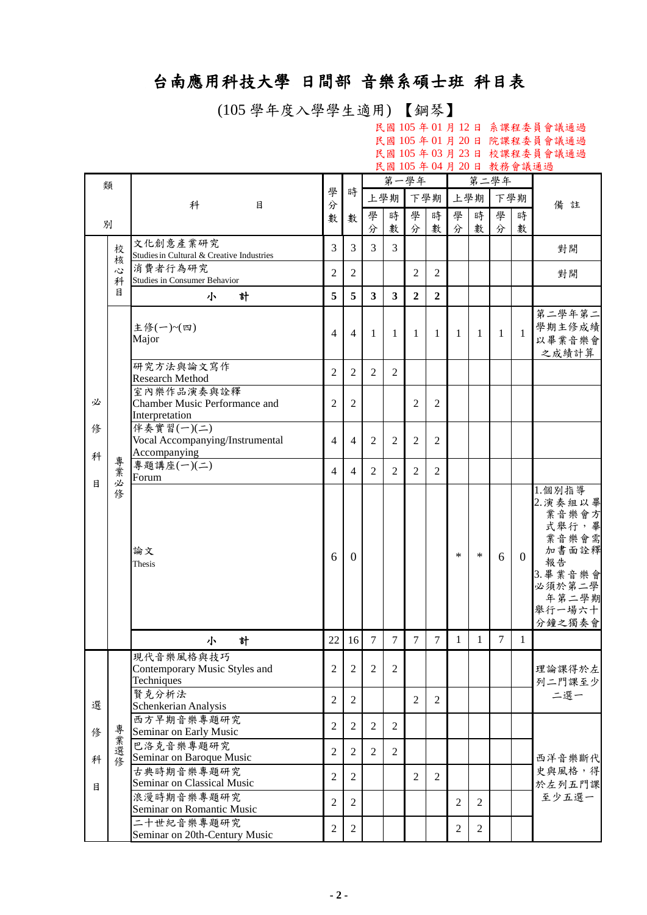# 台南應用科技大學 日間部 音樂系碩士班 科目表

(105 學年度入學學生適用) 【鋼琴】

民國 105 年 01 月 12 日 系課程委員會議通過
民國 105 年 01 月 20 日 院課程委員會議通過
民國 105 年 03 月 23 日 校課程委員會議通過
民國 105 年 04 月 20 日 教務會議通過

| 類別 | | 科目 | 學分數 | 時數 | 第一學年 上學期 學分 | 第一學年 上學期 時數 | 第一學年 下學期 學分 | 第一學年 下學期 時數 | 第二學年 上學期 學分 | 第二學年 上學期 時數 | 第二學年 下學期 學分 | 第二學年 下學期 時數 | 備註 |
|---|---|---|---|---|---|---|---|---|---|---|---|---|---|
| | 校核心科目 | 文化創意產業研究 Studies in Cultural & Creative Industries | 3 | 3 | 3 | 3 | | | | | | | 對開 |
| | | 消費者行為研究 Studies in Consumer Behavior | 2 | 2 | | | 2 | 2 | | | | | 對開 |
| | | 小計 | **5** | **5** | **3** | **3** | **2** | **2** | | | | | |
| 必修科目 | 專業必修 | 主修(一)~(四) Major | 4 | 4 | 1 | 1 | 1 | 1 | 1 | 1 | 1 | 1 | 第二學年第二學期主修成績以畢業音樂會之成績計算 |
| | | 研究方法與論文寫作 Research Method | 2 | 2 | 2 | 2 | | | | | | | |
| | | 室內樂作品演奏與詮釋 Chamber Music Performance and Interpretation | 2 | 2 | | | 2 | 2 | | | | | |
| | | 伴奏實習(一)(二) Vocal Accompanying/Instrumental Accompanying | 4 | 4 | 2 | 2 | 2 | 2 | | | | | |
| | | 專題講座(一)(二) Forum | 4 | 4 | 2 | 2 | 2 | 2 | | | | | |
| | | 論文 Thesis | 6 | 0 | | | | | * | * | 6 | 0 | 1.個別指導 2.演奏組以畢業音樂會方式舉行，畢業音樂會需加書面詮釋報告 3.畢業音樂會必須於第二學年第二學期舉行一場六十分鐘之獨奏會 |
| | | 小計 | 22 | 16 | 7 | 7 | 7 | 7 | 1 | 1 | 7 | 1 | |
| 選修科目 | 專業選修 | 現代音樂風格與技巧 Contemporary Music Styles and Techniques | 2 | 2 | 2 | 2 | | | | | | | 理論課得於左列二門課至少二選一 |
| | | 賢克分析法 Schenkerian Analysis | 2 | 2 | | | 2 | 2 | | | | | |
| | | 西方早期音樂專題研究 Seminar on Early Music | 2 | 2 | 2 | 2 | | | | | | | 西洋音樂斷代史與風格，得於左列五門課至少五選一 |
| | | 巴洛克音樂專題研究 Seminar on Baroque Music | 2 | 2 | 2 | 2 | | | | | | | |
| | | 古典時期音樂專題研究 Seminar on Classical Music | 2 | 2 | | | 2 | 2 | | | | | |
| | | 浪漫時期音樂專題研究 Seminar on Romantic Music | 2 | 2 | | | | | 2 | 2 | | | |
| | | 二十世紀音樂專題研究 Seminar on 20th-Century Music | 2 | 2 | | | | | 2 | 2 | | | |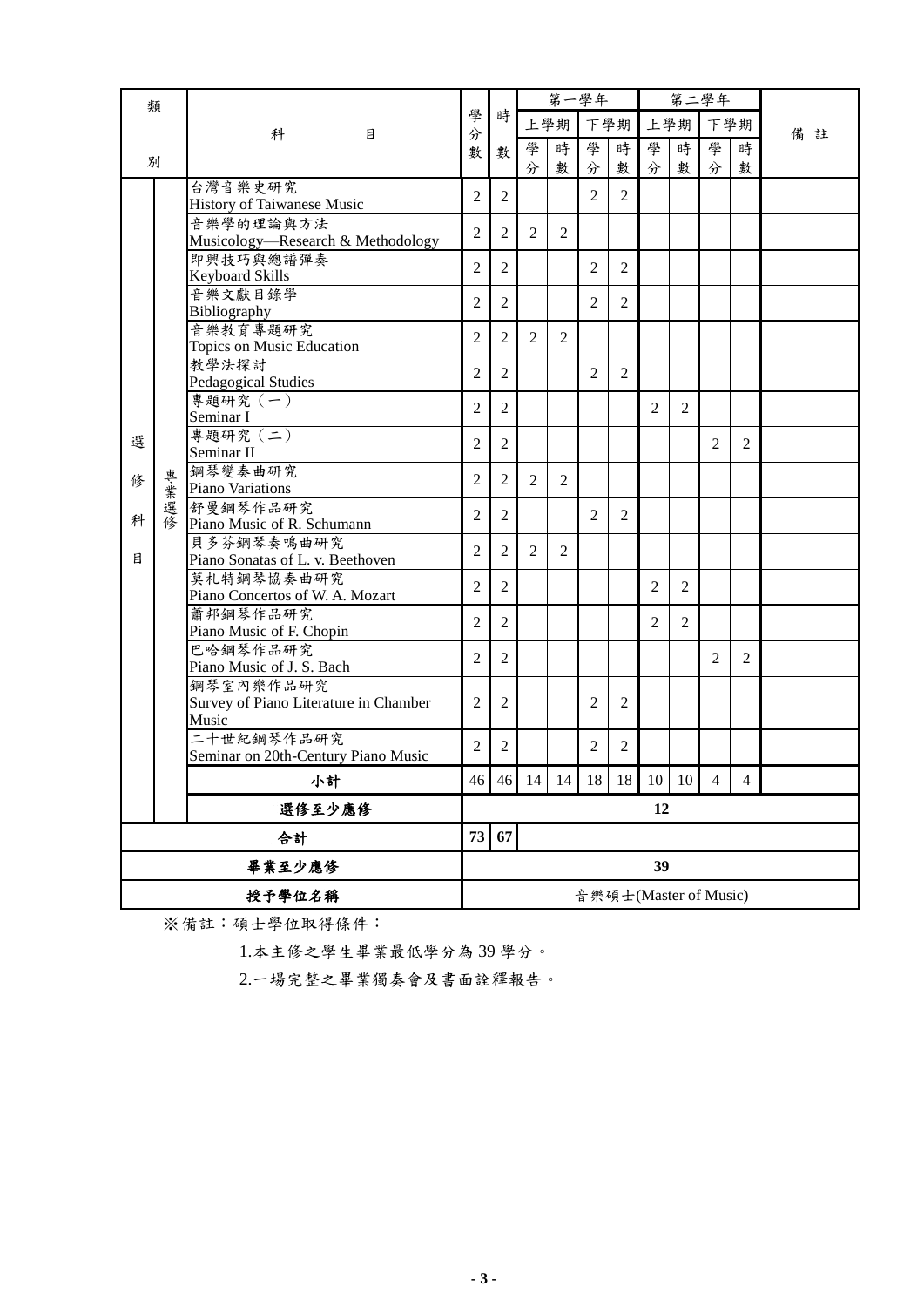| 類別 | | 科目 | 學分數 | 時數 | 第一學年 上學期 學分 | 第一學年 上學期 時數 | 第一學年 下學期 學分 | 第一學年 下學期 時數 | 第二學年 上學期 學分 | 第二學年 上學期 時數 | 第二學年 下學期 學分 | 第二學年 下學期 時數 | 備註 |
|---|---|---|---|---|---|---|---|---|---|---|---|---|---|
| 選修科目 | 專業選修 | 台灣音樂史研究 History of Taiwanese Music | 2 | 2 | | | 2 | 2 | | | | | |
| | | 音樂學的理論與方法 Musicology—Research & Methodology | 2 | 2 | 2 | 2 | | | | | | | |
| | | 即興技巧與總譜彈奏 Keyboard Skills | 2 | 2 | | | 2 | 2 | | | | | |
| | | 音樂文獻目錄學 Bibliography | 2 | 2 | | | 2 | 2 | | | | | |
| | | 音樂教育專題研究 Topics on Music Education | 2 | 2 | 2 | 2 | | | | | | | |
| | | 教學法探討 Pedagogical Studies | 2 | 2 | | | 2 | 2 | | | | | |
| | | 專題研究（一） Seminar I | 2 | 2 | | | | | 2 | 2 | | | |
| | | 專題研究（二） Seminar II | 2 | 2 | | | | | | | 2 | 2 | |
| | | 鋼琴變奏曲研究 Piano Variations | 2 | 2 | 2 | 2 | | | | | | | |
| | | 舒曼鋼琴作品研究 Piano Music of R. Schumann | 2 | 2 | | | 2 | 2 | | | | | |
| | | 貝多芬鋼琴奏鳴曲研究 Piano Sonatas of L. v. Beethoven | 2 | 2 | 2 | 2 | | | | | | | |
| | | 莫札特鋼琴協奏曲研究 Piano Concertos of W. A. Mozart | 2 | 2 | | | | | 2 | 2 | | | |
| | | 蕭邦鋼琴作品研究 Piano Music of F. Chopin | 2 | 2 | | | | | 2 | 2 | | | |
| | | 巴哈鋼琴作品研究 Piano Music of J. S. Bach | 2 | 2 | | | | | | | 2 | 2 | |
| | | 鋼琴室內樂作品研究 Survey of Piano Literature in Chamber Music | 2 | 2 | | | 2 | 2 | | | | | |
| | | 二十世紀鋼琴作品研究 Seminar on 20th-Century Piano Music | 2 | 2 | | | 2 | 2 | | | | | |
| | | **小計** | 46 | 46 | 14 | 14 | 18 | 18 | 10 | 10 | 4 | 4 | |
| | | **選修至少應修** | **12** | | | | | | | | | | |
| **合計** | | | **73** | **67** | | | | | | | | | |
| **畢業至少應修** | | | **39** | | | | | | | | | | |
| **授予學位名稱** | | | 音樂碩士(Master of Music) | | | | | | | | | | |

※備註：碩士學位取得條件：

1.本主修之學生畢業最低學分為 39 學分。

2.一場完整之畢業獨奏會及書面詮釋報告。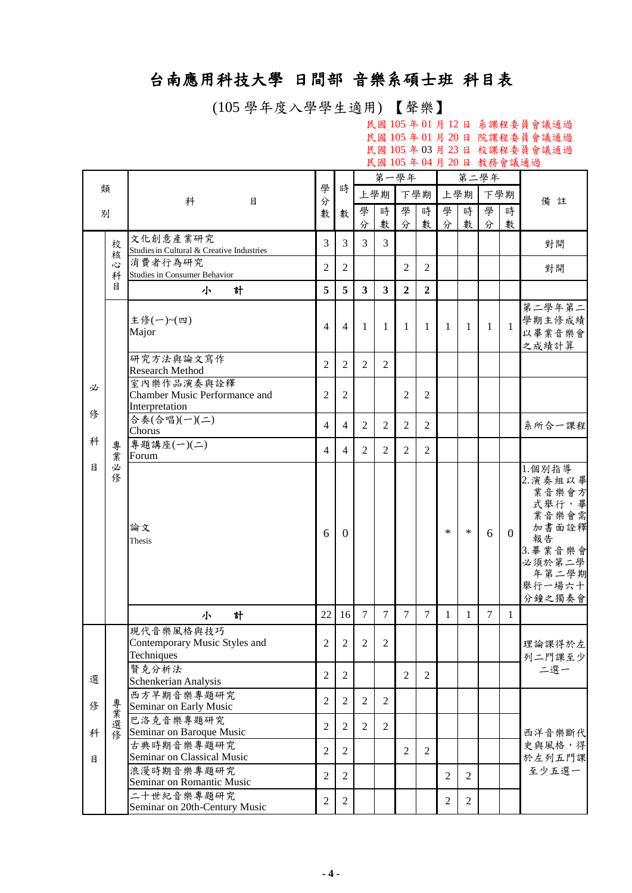# 台南應用科技大學 日間部 音樂系碩士班 科目表

(105 學年度入學學生適用) 【聲樂】

民國 105 年 01 月 12 日 系課程委員會議通過
民國 105 年 01 月 20 日 院課程委員會議通過
民國 105 年 03 月 23 日 校課程委員會議通過
民國 105 年 04 月 20 日 教務會議通過

| 類別 | | 科目 | 學分數 | 時數 | 第一學年 | | | | 第二學年 | | | | 備註 |
|---|---|---|---|---|---|---|---|---|---|---|---|---|---|
| | | | | | 上學期 | | 下學期 | | 上學期 | | 下學期 | | |
| | | | | | 學分 | 時數 | 學分 | 時數 | 學分 | 時數 | 學分 | 時數 | |
| 必修科目 | 校核心科目 | 文化創意產業研究<br>Studies in Cultural & Creative Industries | 3 | 3 | 3 | 3 | | | | | | | 對開 |
| | | 消費者行為研究<br>Studies in Consumer Behavior | 2 | 2 | | | 2 | 2 | | | | | 對開 |
| | | 小計 | **5** | **5** | **3** | **3** | **2** | **2** | | | | | |
| | 專業必修 | 主修(一)~(四)<br>Major | 4 | 4 | 1 | 1 | 1 | 1 | 1 | 1 | 1 | 1 | 第二學年第二學期主修成績以畢業音樂會之成績計算 |
| | | 研究方法與論文寫作<br>Research Method | 2 | 2 | 2 | 2 | | | | | | | |
| | | 室內樂作品演奏與詮釋<br>Chamber Music Performance and Interpretation | 2 | 2 | | | 2 | 2 | | | | | |
| | | 合奏(合唱)(一)(二)<br>Chorus | 4 | 4 | 2 | 2 | 2 | 2 | | | | | 系所合一課程 |
| | | 專題講座(一)(二)<br>Forum | 4 | 4 | 2 | 2 | 2 | 2 | | | | | |
| | | 論文<br>Thesis | 6 | 0 | | | | | * | * | 6 | 0 | 1.個別指導<br>2.演奏組以畢業音樂會方式舉行，畢業音樂會需加書面詮釋報告<br>3.畢業音樂會必須於第二學年第二學期舉行一場六十分鐘之獨奏會 |
| | | 小計 | 22 | 16 | 7 | 7 | 7 | 7 | 1 | 1 | 7 | 1 | |
| 選修科目 | 專業選修 | 現代音樂風格與技巧<br>Contemporary Music Styles and Techniques | 2 | 2 | 2 | 2 | | | | | | | 理論課得於左列二門課至少二選一 |
| | | 賢克分析法<br>Schenkerian Analysis | 2 | 2 | | | 2 | 2 | | | | | |
| | | 西方早期音樂專題研究<br>Seminar on Early Music | 2 | 2 | 2 | 2 | | | | | | | 西洋音樂斷代史與風格，得於左列五門課至少五選一 |
| | | 巴洛克音樂專題研究<br>Seminar on Baroque Music | 2 | 2 | 2 | 2 | | | | | | | |
| | | 古典時期音樂專題研究<br>Seminar on Classical Music | 2 | 2 | | | 2 | 2 | | | | | |
| | | 浪漫時期音樂專題研究<br>Seminar on Romantic Music | 2 | 2 | | | | | 2 | 2 | | | |
| | | 二十世紀音樂專題研究<br>Seminar on 20th-Century Music | 2 | 2 | | | | | 2 | 2 | | | |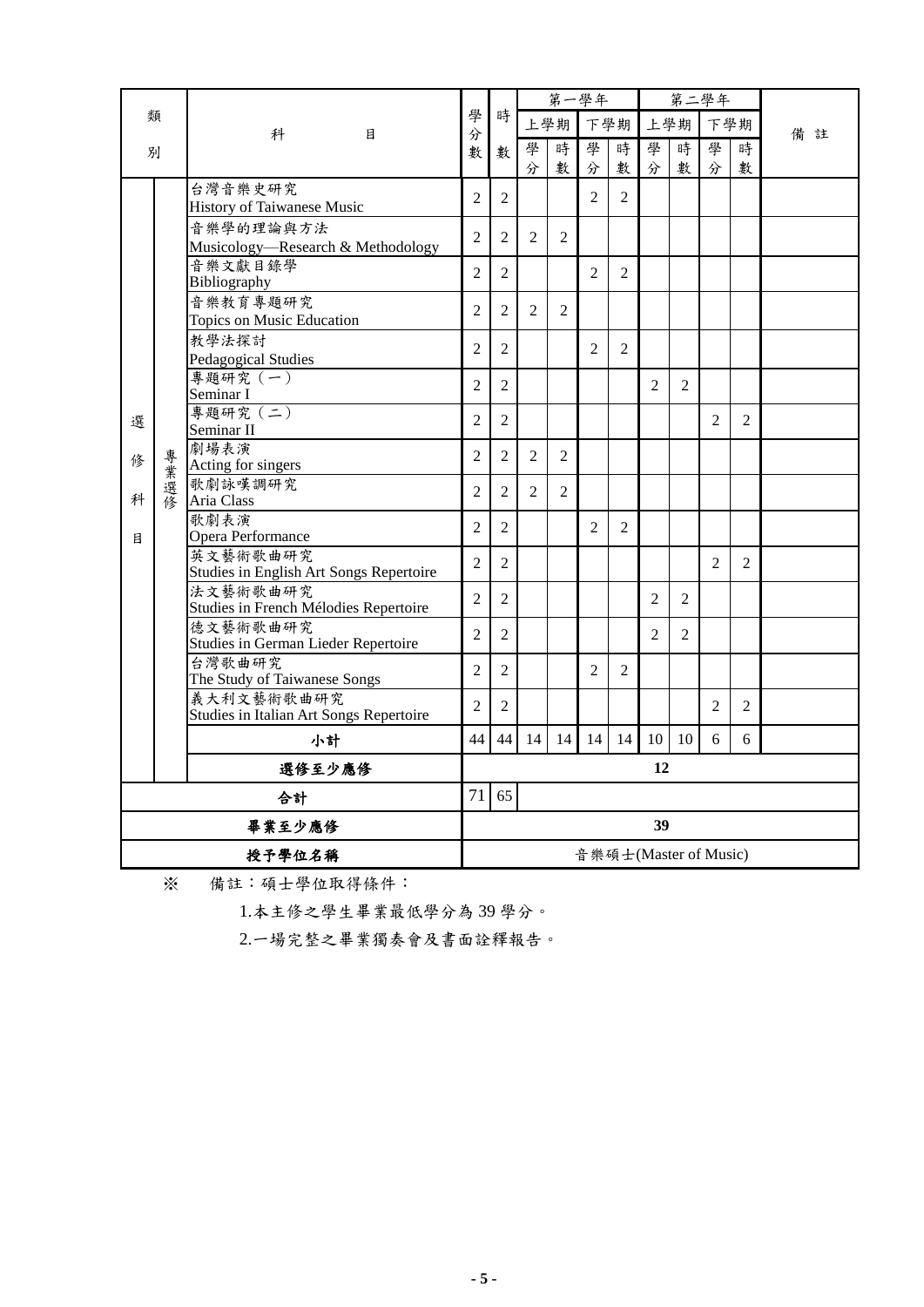| 類別 | | 科目 | 學分數 | 時數 | 第一學年 | | | | 第二學年 | | | | 備註 |
|---|---|---|---|---|---|---|---|---|---|---|---|---|---|
| | | | | | 上學期 | | 下學期 | | 上學期 | | 下學期 | | |
| | | | | | 學分 | 時數 | 學分 | 時數 | 學分 | 時數 | 學分 | 時數 | |
| 選修科目 | 專業選修 | 台灣音樂史研究<br>History of Taiwanese Music | 2 | 2 | | | 2 | 2 | | | | | |
| | | 音樂學的理論與方法<br>Musicology—Research & Methodology | 2 | 2 | 2 | 2 | | | | | | | |
| | | 音樂文獻目錄學<br>Bibliography | 2 | 2 | | | 2 | 2 | | | | | |
| | | 音樂教育專題研究<br>Topics on Music Education | 2 | 2 | 2 | 2 | | | | | | | |
| | | 教學法探討<br>Pedagogical Studies | 2 | 2 | | | 2 | 2 | | | | | |
| | | 專題研究（一）<br>Seminar I | 2 | 2 | | | | | 2 | 2 | | | |
| | | 專題研究（二）<br>Seminar II | 2 | 2 | | | | | | | 2 | 2 | |
| | | 劇場表演<br>Acting for singers | 2 | 2 | 2 | 2 | | | | | | | |
| | | 歌劇詠嘆調研究<br>Aria Class | 2 | 2 | 2 | 2 | | | | | | | |
| | | 歌劇表演<br>Opera Performance | 2 | 2 | | | 2 | 2 | | | | | |
| | | 英文藝術歌曲研究<br>Studies in English Art Songs Repertoire | 2 | 2 | | | | | | | 2 | 2 | |
| | | 法文藝術歌曲研究<br>Studies in French Mélodies Repertoire | 2 | 2 | | | | | 2 | 2 | | | |
| | | 德文藝術歌曲研究<br>Studies in German Lieder Repertoire | 2 | 2 | | | | | 2 | 2 | | | |
| | | 台灣歌曲研究<br>The Study of Taiwanese Songs | 2 | 2 | | | 2 | 2 | | | | | |
| | | 義大利文藝術歌曲研究<br>Studies in Italian Art Songs Repertoire | 2 | 2 | | | | | | | 2 | 2 | |
| | | 小計 | 44 | 44 | 14 | 14 | 14 | 14 | 10 | 10 | 6 | 6 | |
| | | 選修至少應修 | 12 | | | | | | | | | | |
| 合計 | | | 71 | 65 | | | | | | | | | |
| 畢業至少應修 | | | 39 | | | | | | | | | | |
| 授予學位名稱 | | | 音樂碩士(Master of Music) | | | | | | | | | | |

※ 備註：碩士學位取得條件：

1.本主修之學生畢業最低學分為 39 學分。

2.一場完整之畢業獨奏會及書面詮釋報告。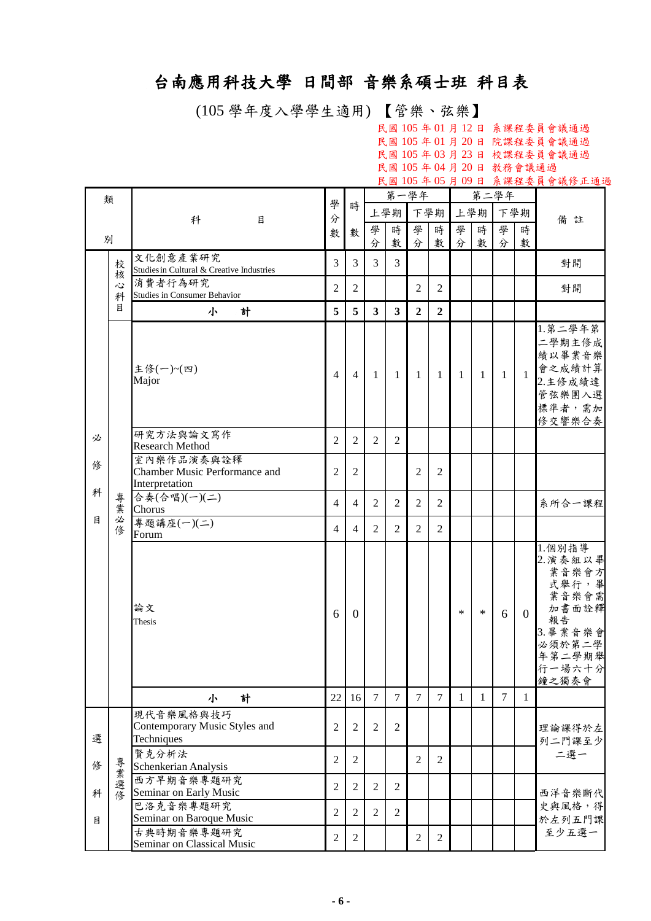# 台南應用科技大學 日間部 音樂系碩士班 科目表

(105 學年度入學學生適用) 【管樂、弦樂】

民國 105 年 01 月 12 日 系課程委員會議通過
民國 105 年 01 月 20 日 院課程委員會議通過
民國 105 年 03 月 23 日 校課程委員會議通過
民國 105 年 04 月 20 日 教務會議通過
民國 105 年 05 月 09 日 系課程委員會議修正通過

| 類別 | | 科目 | 學分數 | 時數 | 第一學年 上學期 學分 | 時數 | 第一學年 下學期 學分 | 時數 | 第二學年 上學期 學分 | 時數 | 第二學年 下學期 學分 | 時數 | 備註 |
|---|---|---|---|---|---|---|---|---|---|---|---|---|---|
| 必修科目 | 校核心科目 | 文化創意產業研究 Studies in Cultural & Creative Industries | 3 | 3 | 3 | 3 | | | | | | | 對開 |
| | | 消費者行為研究 Studies in Consumer Behavior | 2 | 2 | | | 2 | 2 | | | | | 對開 |
| | | **小計** | **5** | **5** | **3** | **3** | **2** | **2** | | | | | |
| | 專業必修 | 主修(一)~(四) Major | 4 | 4 | 1 | 1 | 1 | 1 | 1 | 1 | 1 | 1 | 1.第二學年第二學期主修成績以畢業音樂會之成績計算 2.主修成績達管弦樂團入選標準者，需加修交響樂合奏 |
| | | 研究方法與論文寫作 Research Method | 2 | 2 | 2 | 2 | | | | | | | |
| | | 室內樂作品演奏與詮釋 Chamber Music Performance and Interpretation | 2 | 2 | | | 2 | 2 | | | | | |
| | | 合奏(合唱)(一)(二) Chorus | 4 | 4 | 2 | 2 | 2 | 2 | | | | | 系所合一課程 |
| | | 專題講座(一)(二) Forum | 4 | 4 | 2 | 2 | 2 | 2 | | | | | |
| | | 論文 Thesis | 6 | 0 | | | | | * | * | 6 | 0 | 1.個別指導 2.演奏組以畢業音樂會方式舉行，畢業音樂會需加書面詮釋報告 3.畢業音樂會必須於第二學年第二學期舉行一場六十分鐘之獨奏會 |
| | | **小計** | 22 | 16 | 7 | 7 | 7 | 7 | 1 | 1 | 7 | 1 | |
| 選修科目 | 專業選修 | 現代音樂風格與技巧 Contemporary Music Styles and Techniques | 2 | 2 | 2 | 2 | | | | | | | 理論課得於左列二門課至少二選一 |
| | | 賢克分析法 Schenkerian Analysis | 2 | 2 | | | 2 | 2 | | | | | |
| | | 西方早期音樂專題研究 Seminar on Early Music | 2 | 2 | 2 | 2 | | | | | | | 西洋音樂斷代史與風格，得於左列五門課至少五選一 |
| | | 巴洛克音樂專題研究 Seminar on Baroque Music | 2 | 2 | 2 | 2 | | | | | | | |
| | | 古典時期音樂專題研究 Seminar on Classical Music | 2 | 2 | | | 2 | 2 | | | | | |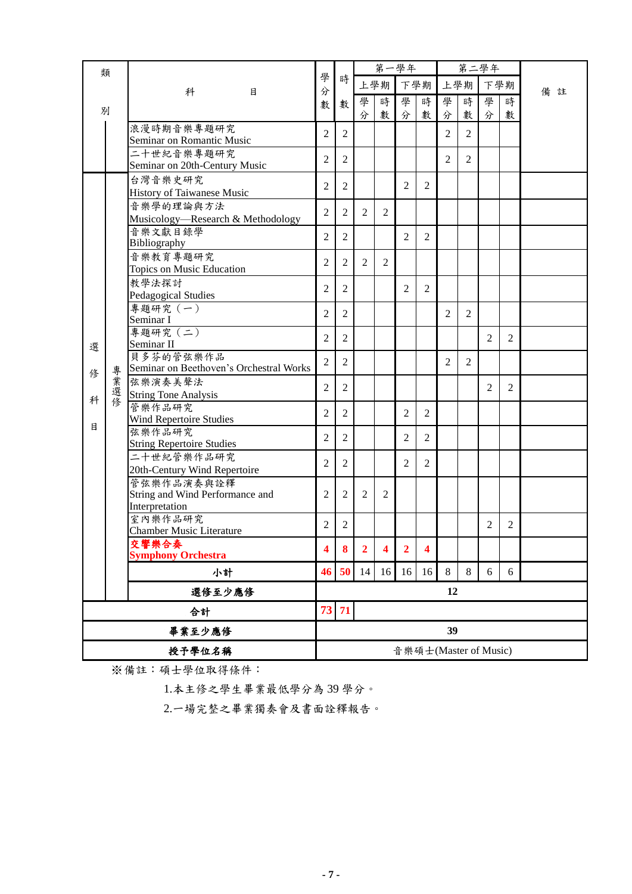| 類別 | | 科目 | 學分數 | 時數 | 第一學年 | | | | 第二學年 | | | | 備註 |
|---|---|---|---|---|---|---|---|---|---|---|---|---|---|
| | | | | | 上學期 | | 下學期 | | 上學期 | | 下學期 | | |
| | | | | | 學分 | 時數 | 學分 | 時數 | 學分 | 時數 | 學分 | 時數 | |
| | | 浪漫時期音樂專題研究<br>Seminar on Romantic Music | 2 | 2 | | | | | 2 | 2 | | | |
| | | 二十世紀音樂專題研究<br>Seminar on 20th-Century Music | 2 | 2 | | | | | 2 | 2 | | | |
| 選修科目 | 專業選修 | 台灣音樂史研究<br>History of Taiwanese Music | 2 | 2 | | | 2 | 2 | | | | | |
| | | 音樂學的理論與方法<br>Musicology—Research & Methodology | 2 | 2 | 2 | 2 | | | | | | | |
| | | 音樂文獻目錄學<br>Bibliography | 2 | 2 | | | 2 | 2 | | | | | |
| | | 音樂教育專題研究<br>Topics on Music Education | 2 | 2 | 2 | 2 | | | | | | | |
| | | 教學法探討<br>Pedagogical Studies | 2 | 2 | | | 2 | 2 | | | | | |
| | | 專題研究（一）<br>Seminar I | 2 | 2 | | | | | 2 | 2 | | | |
| | | 專題研究（二）<br>Seminar II | 2 | 2 | | | | | | | 2 | 2 | |
| | | 貝多芬的管弦樂作品<br>Seminar on Beethoven's Orchestral Works | 2 | 2 | | | | | 2 | 2 | | | |
| | | 弦樂演奏美聲法<br>String Tone Analysis | 2 | 2 | | | | | | | 2 | 2 | |
| | | 管樂作品研究<br>Wind Repertoire Studies | 2 | 2 | | | 2 | 2 | | | | | |
| | | 弦樂作品研究<br>String Repertoire Studies | 2 | 2 | | | 2 | 2 | | | | | |
| | | 二十世紀管樂作品研究<br>20th-Century Wind Repertoire | 2 | 2 | | | 2 | 2 | | | | | |
| | | 管弦樂作品演奏與詮釋<br>String and Wind Performance and Interpretation | 2 | 2 | 2 | 2 | | | | | | | |
| | | 室內樂作品研究<br>Chamber Music Literature | 2 | 2 | | | | | | | 2 | 2 | |
| | | **交響樂合奏<br>Symphony Orchestra** | **4** | **8** | **2** | **4** | **2** | **4** | | | | | |
| | | **小計** | **46** | **50** | 14 | 16 | 16 | 16 | 8 | 8 | 6 | 6 | |
| | | **選修至少應修** | **12** | | | | | | | | | | |
| **合計** | | | **73** | **71** | | | | | | | | | |
| **畢業至少應修** | | | **39** | | | | | | | | | | |
| **授予學位名稱** | | | 音樂碩士(Master of Music) | | | | | | | | | | |

※備註：碩士學位取得條件：

1.本主修之學生畢業最低學分為 39 學分。

2.一場完整之畢業獨奏會及書面詮釋報告。